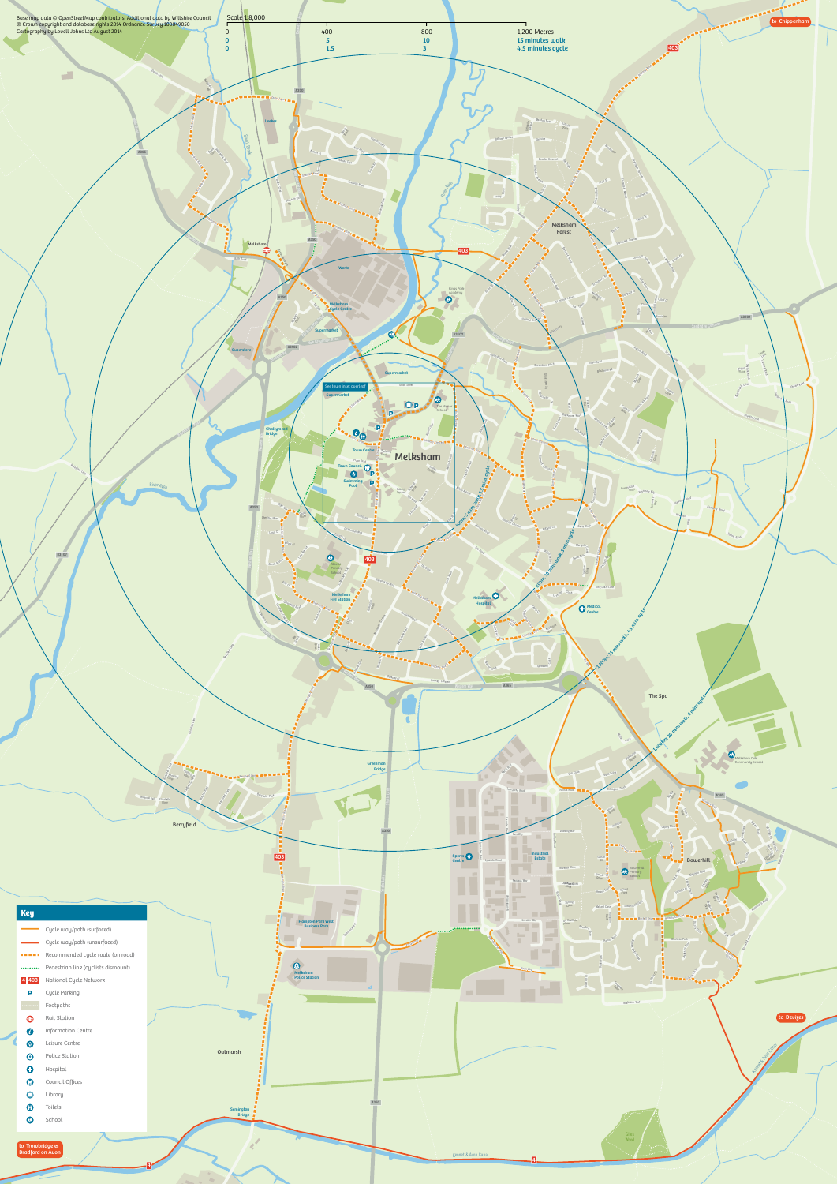Base map data © OpenStreetMap contributors. Additional data by Wiltshire Council
© Crown copyright and database rights 2014 Ordnance Survey 100049050
Cartography by Lovell Johns Ltd August 2014

Scale 1:8,000

| 0 | 400 | 800 | 1,200 Metres |
|---|---|---|---|
| 0 | 5 | 10 | 15 minutes walk |
| 0 | 1.5 | 3 | 4.5 minutes cycle |

to Chippenham

to Devizes

to Trowbridge & Bradford on Avon

Melksham

Melksham Forest

The Spa

Bowerhill

Berryfield

Outmarsh

400m 5 mins walk 1.5 mins cycle

800m 10 mins walk 3 mins cycle

1,200m 15 mins walk 4.5 mins cycle

1,600m 20 mins walk 6 mins cycle

See town inset overleaf

## Key

- Cycle way/path (surfaced)
- Cycle way/path (unsurfaced)
- Recommended cycle route (on road)
- Pedestrian link (cyclists dismount)
- 4 403 National Cycle Network
- P Cycle Parking
- Footpaths
- Rail Station
- Information Centre
- Leisure Centre
- Police Station
- Hospital
- Council Offices
- Library
- Toilets
- School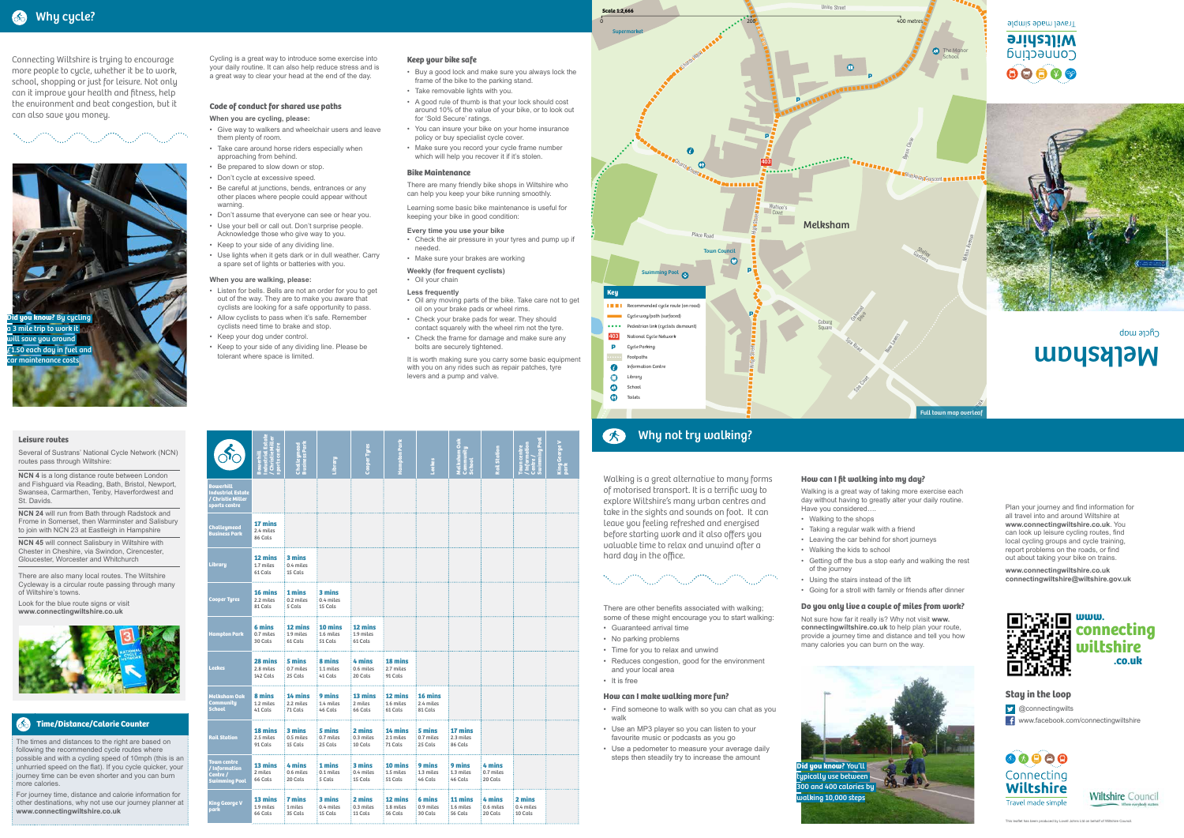## Why cycle?

Connecting Wiltshire is trying to encourage more people to cycle, whether it be to work, school, shopping or just for leisure. Not only can it improve your health and fitness, help the environment and beat congestion, but it can also save you money.

**Did you know?** By cycling a 3 mile trip to work it will save you around £1.50 each day in fuel and car maintenance costs

Cycling is a great way to introduce some exercise into your daily routine. It can also help reduce stress and is a great way to clear your head at the end of the day.

### Code of conduct for shared use paths

**When you are cycling, please:**

- Give way to walkers and wheelchair users and leave them plenty of room.
- Take care around horse riders especially when approaching from behind.
- Be prepared to slow down or stop.
- Don't cycle at excessive speed.
- Be careful at junctions, bends, entrances or any other places where people could appear without warning.
- Don't assume that everyone can see or hear you.
- Use your bell or call out. Don't surprise people. Acknowledge those who give way to you.
- Keep to your side of any dividing line.
- Use lights when it gets dark or in dull weather. Carry a spare set of lights or batteries with you.

**When you are walking, please:**

- Listen for bells. Bells are not an order for you to get out of the way. They are to make you aware that cyclists are looking for a safe opportunity to pass.
- Allow cyclists to pass when it's safe. Remember cyclists need time to brake and stop.
- Keep your dog under control.
- Keep to your side of any dividing line. Please be tolerant where space is limited.

### Keep your bike safe

- Buy a good lock and make sure you always lock the frame of the bike to the parking stand.
- Take removable lights with you.
- A good rule of thumb is that your lock should cost around 10% of the value of your bike, or to look out for 'Sold Secure' ratings.
- You can insure your bike on your home insurance policy or buy specialist cycle cover.
- Make sure you record your cycle frame number which will help you recover it if it's stolen.

### Bike Maintenance

There are many friendly bike shops in Wiltshire who can help you keep your bike running smoothly.

Learning some basic bike maintenance is useful for keeping your bike in good condition:

**Every time you use your bike**

- Check the air pressure in your tyres and pump up if needed.
- Make sure your brakes are working

**Weekly (for frequent cyclists)**

- Oil your chain

**Less frequently**

- Oil any moving parts of the bike. Take care not to get oil on your brake pads or wheel rims.
- Check your brake pads for wear. They should contact squarely with the wheel rim not the tyre.
- Check the frame for damage and make sure any bolts are securely tightened.

It is worth making sure you carry some basic equipment with you on any rides such as repair patches, tyre levers and a pump and valve.

### Leisure routes

Several of Sustrans' National Cycle Network (NCN) routes pass through Wiltshire:

**NCN 4** is a long distance route between London and Fishguard via Reading, Bath, Bristol, Newport, Swansea, Carmarthen, Tenby, Haverfordwest and St. Davids.

**NCN 24** will run from Bath through Radstock and Frome in Somerset, then Warminster and Salisbury to join with NCN 23 at Eastleigh in Hampshire

**NCN 45** will connect Salisbury in Wiltshire with Chester in Cheshire, via Swindon, Cirencester, Gloucester, Worcester and Whitchurch

There are also many local routes. The Wiltshire Cycleway is a circular route passing through many of Wiltshire's towns.

Look for the blue route signs or visit **www.connectingwiltshire.co.uk**

### Time/Distance/Calorie Counter

The times and distances to the right are based on following the recommended cycle routes where possible and with a cycling speed of 10mph (this is an unhurried speed on the flat). If you cycle quicker, your journey time can be even shorter and you can burn more calories.

For journey time, distance and calorie information for other destinations, why not use our journey planner at **www.connectingwiltshire.co.uk**

| | Bowerhill Industrial Estate / Christie Miller sports centre | Challeymead Business Park | Library | Cooper Tyres | Hampton Park | Leekes | Melksham Oak Community School | Rail Station | Town centre / Information Centre / Swimming Pool | King George V park |
|---|---|---|---|---|---|---|---|---|---|---|
| Bowerhill Industrial Estate / Christie Miller sports centre | | | | | | | | | | |
| Challeymead Business Park | 17 mins 2.4 miles 86 Cals | | | | | | | | | |
| Library | 12 mins 1.7 miles 61 Cals | 3 mins 0.4 miles 15 Cals | | | | | | | | |
| Cooper Tyres | 16 mins 2.2 miles 81 Cals | 1 mins 0.2 miles 5 Cals | 3 mins 0.4 miles 15 Cals | | | | | | | |
| Hampton Park | 6 mins 0.7 miles 30 Cals | 12 mins 1.9 miles 61 Cals | 10 mins 1.6 miles 51 Cals | 12 mins 1.9 miles 61 Cals | | | | | | |
| Leekes | 28 mins 2.8 miles 142 Cals | 5 mins 0.7 miles 25 Cals | 8 mins 1.1 miles 41 Cals | 4 mins 0.6 miles 20 Cals | 18 mins 2.7 miles 91 Cals | | | | | |
| Melksham Oak Community School | 8 mins 1.2 miles 41 Cals | 14 mins 2.2 miles 71 Cals | 9 mins 1.4 miles 46 Cals | 13 mins 2 miles 66 Cals | 12 mins 1.6 miles 61 Cals | 16 mins 2.4 miles 81 Cals | | | | |
| Rail Station | 18 mins 2.5 miles 91 Cals | 3 mins 0.5 miles 15 Cals | 5 mins 0.7 miles 25 Cals | 2 mins 0.3 miles 10 Cals | 14 mins 2 miles 71 Cals | 5 mins 0.7 miles 25 Cals | 17 mins 2.3 miles 86 Cals | | | |
| Town centre / Information Centre / Swimming Pool | 13 mins 2 miles 66 Cals | 4 mins 0.6 miles 20 Cals | 1 mins 0.1 miles 5 Cals | 3 mins 0.4 miles 15 Cals | 10 mins 1.5 miles 51 Cals | 9 mins 1.3 miles 46 Cals | 9 mins 1.3 miles 46 Cals | 4 mins 0.7 miles 20 Cals | | |
| King George V park | 13 mins 1.9 miles 66 Cals | 7 mins 1 miles 35 Cals | 3 mins 0.4 miles 15 Cals | 2 mins 0.3 miles 11 Cals | 12 mins 1.8 miles 56 Cals | 6 mins 0.9 miles 30 Cals | 11 mins 1.6 miles 56 Cals | 4 mins 0.6 miles 20 Cals | 2 mins 0.4 miles 10 Cals | |

Scale 1:2,666

0 200 400 metres

Melksham

**Key**

- Recommended cycle route (on road)
- Cycle way/path (surfaced)
- Pedestrian link (cyclists dismount)
- 403 National Cycle Network
- P Cycle Parking
- Footpaths
- Information Centre
- Library
- School
- Toilets

Full town map overleaf

## Why not try walking?

Walking is a great alternative to many forms of motorised transport. It is a terrific way to explore Wiltshire's many urban centres and take in the sights and sounds on foot. It can leave you feeling refreshed and energised before starting work and it also offers you valuable time to relax and unwind after a hard day in the office.

There are other benefits associated with walking; some of these might encourage you to start walking:

- Guaranteed arrival time
- No parking problems
- Time for you to relax and unwind
- Reduces congestion, good for the environment and your local area
- It is free

### How can I make walking more fun?

- Find someone to walk with so you can chat as you walk
- Use an MP3 player so you can listen to your favourite music or podcasts as you go
- Use a pedometer to measure your average daily steps then steadily try to increase the amount

### How can I fit walking into my day?

Walking is a great way of taking more exercise each day without having to greatly alter your daily routine. Have you considered….

- Walking to the shops
- Taking a regular walk with a friend
- Leaving the car behind for short journeys
- Walking the kids to school
- Getting off the bus a stop early and walking the rest of the journey
- Using the stairs instead of the lift
- Going for a stroll with family or friends after dinner

### Do you only live a couple of miles from work?

Not sure how far it really is? Why not visit **www.connectingwiltshire.co.uk** to help plan your route, provide a journey time and distance and tell you how many calories you can burn on the way.

**Did you know?** You'll typically use between 300 and 400 calories by walking 10,000 steps

Connecting Wiltshire
Travel made simple

# Melksham
Cycle map

Plan your journey and find information for all travel into and around Wiltshire at **www.connectingwiltshire.co.uk**. You can look up leisure cycling routes, find local cycling groups and cycle training, report problems on the roads, or find out about taking your bike on trains.

**www.connectingwiltshire.co.uk**
**connectingwiltshire@wiltshire.gov.uk**

www.connectingwiltshire.co.uk

### Stay in the loop

@connectingwilts

www.facebook.com/connectingwiltshire

Connecting Wiltshire
Travel made simple

Wiltshire Council

This leaflet has been produced by Lovell Johns Ltd on behalf of Wiltshire Council.